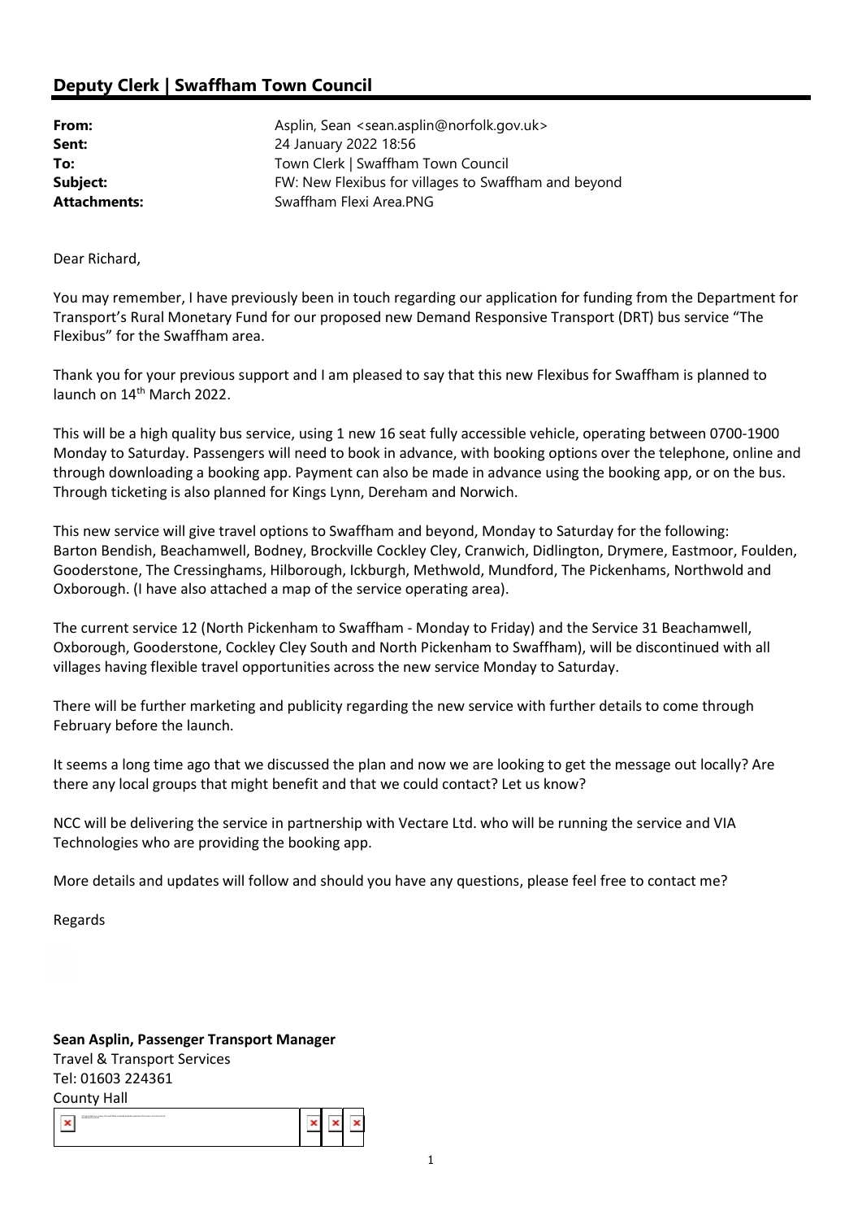## Deputy Clerk | Swaffham Town Council

| | |
|---|---|
| **From:** | Asplin, Sean <sean.asplin@norfolk.gov.uk> |
| **Sent:** | 24 January 2022 18:56 |
| **To:** | Town Clerk \| Swaffham Town Council |
| **Subject:** | FW: New Flexibus for villages to Swaffham and beyond |
| **Attachments:** | Swaffham Flexi Area.PNG |

Dear Richard,

You may remember, I have previously been in touch regarding our application for funding from the Department for Transport's Rural Monetary Fund for our proposed new Demand Responsive Transport (DRT) bus service "The Flexibus" for the Swaffham area.

Thank you for your previous support and I am pleased to say that this new Flexibus for Swaffham is planned to launch on 14th March 2022.

This will be a high quality bus service, using 1 new 16 seat fully accessible vehicle, operating between 0700-1900 Monday to Saturday. Passengers will need to book in advance, with booking options over the telephone, online and through downloading a booking app. Payment can also be made in advance using the booking app, or on the bus. Through ticketing is also planned for Kings Lynn, Dereham and Norwich.

This new service will give travel options to Swaffham and beyond, Monday to Saturday for the following: Barton Bendish, Beachamwell, Bodney, Brockville Cockley Cley, Cranwich, Didlington, Drymere, Eastmoor, Foulden, Gooderstone, The Cressinghams, Hilborough, Ickburgh, Methwold, Mundford, The Pickenhams, Northwold and Oxborough. (I have also attached a map of the service operating area).

The current service 12 (North Pickenham to Swaffham - Monday to Friday) and the Service 31 Beachamwell, Oxborough, Gooderstone, Cockley Cley South and North Pickenham to Swaffham), will be discontinued with all villages having flexible travel opportunities across the new service Monday to Saturday.

There will be further marketing and publicity regarding the new service with further details to come through February before the launch.

It seems a long time ago that we discussed the plan and now we are looking to get the message out locally? Are there any local groups that might benefit and that we could contact? Let us know?

NCC will be delivering the service in partnership with Vectare Ltd. who will be running the service and VIA Technologies who are providing the booking app.

More details and updates will follow and should you have any questions, please feel free to contact me?

Regards

**Sean Asplin, Passenger Transport Manager**
Travel & Transport Services
Tel: 01603 224361
County Hall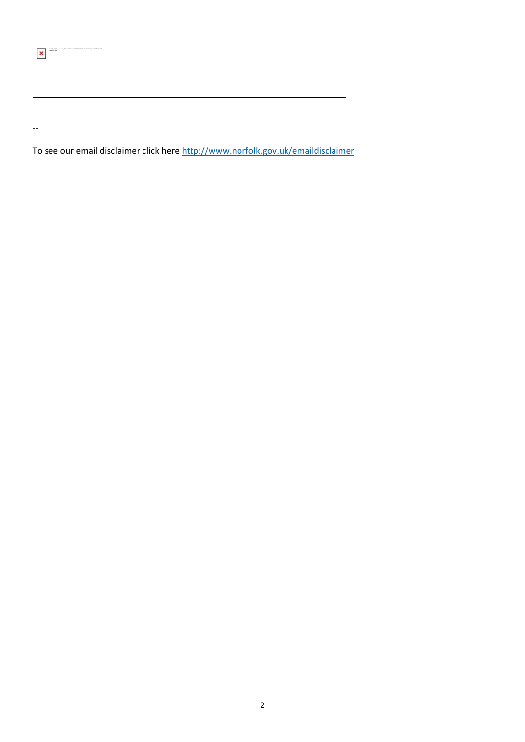--

To see our email disclaimer click here http://www.norfolk.gov.uk/emaildisclaimer